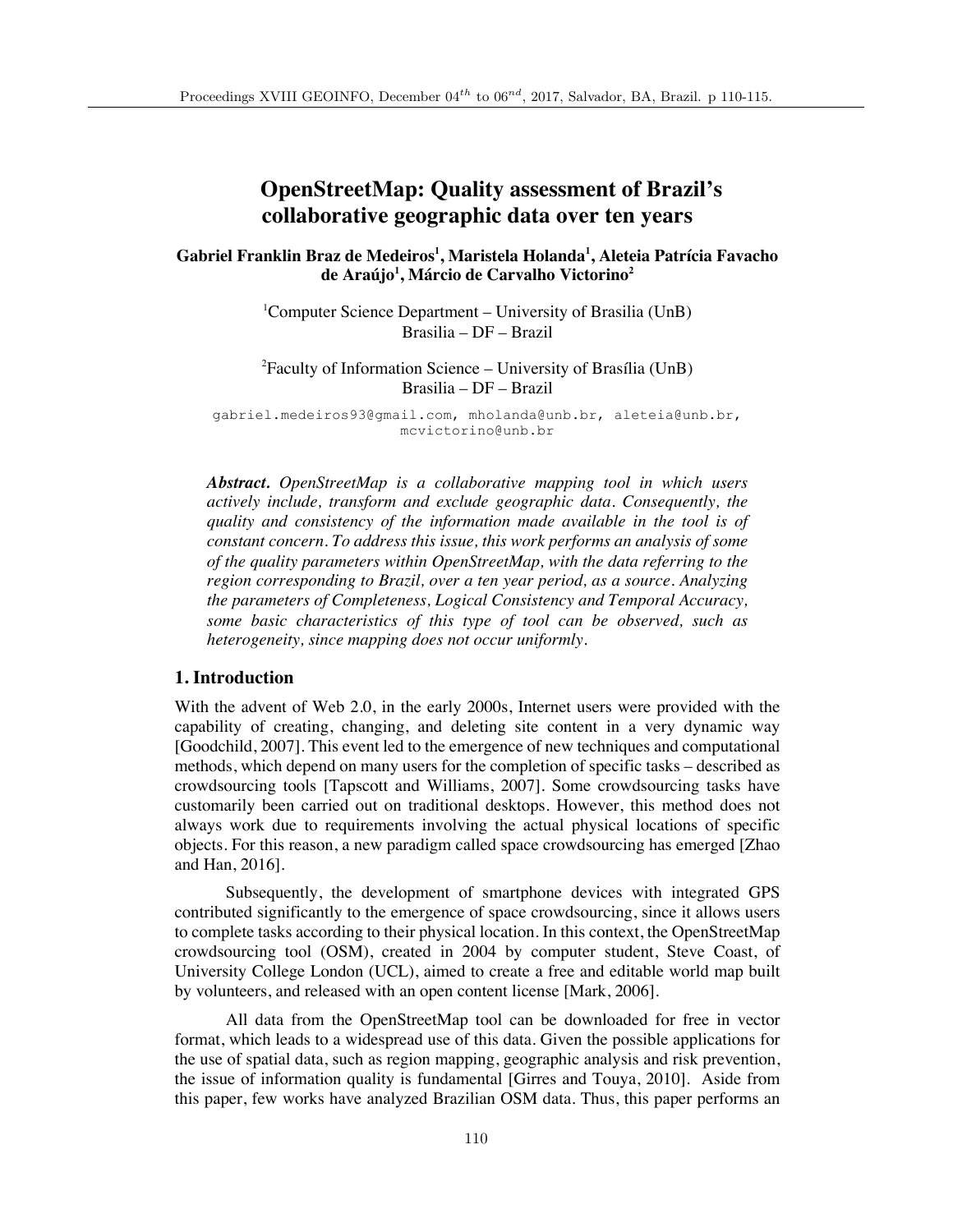# OpenStreetMap: Quality assessment of Brazil's collaborative geographic data over ten years

**Gabriel Franklin Braz de Medeiros[1], Maristela Holanda[1], Aleteia Patrícia Favacho de Araújo[1], Márcio de Carvalho Victorino[2]**

[1]Computer Science Department – University of Brasilia (UnB)
Brasilia – DF – Brazil

[2]Faculty of Information Science – University of Brasília (UnB)
Brasilia – DF – Brazil

gabriel.medeiros93@gmail.com, mholanda@unb.br, aleteia@unb.br, mcvictorino@unb.br

***Abstract.*** *OpenStreetMap is a collaborative mapping tool in which users actively include, transform and exclude geographic data. Consequently, the quality and consistency of the information made available in the tool is of constant concern. To address this issue, this work performs an analysis of some of the quality parameters within OpenStreetMap, with the data referring to the region corresponding to Brazil, over a ten year period, as a source. Analyzing the parameters of Completeness, Logical Consistency and Temporal Accuracy, some basic characteristics of this type of tool can be observed, such as heterogeneity, since mapping does not occur uniformly.*

## 1. Introduction

With the advent of Web 2.0, in the early 2000s, Internet users were provided with the capability of creating, changing, and deleting site content in a very dynamic way [Goodchild, 2007]. This event led to the emergence of new techniques and computational methods, which depend on many users for the completion of specific tasks – described as crowdsourcing tools [Tapscott and Williams, 2007]. Some crowdsourcing tasks have customarily been carried out on traditional desktops. However, this method does not always work due to requirements involving the actual physical locations of specific objects. For this reason, a new paradigm called space crowdsourcing has emerged [Zhao and Han, 2016].

Subsequently, the development of smartphone devices with integrated GPS contributed significantly to the emergence of space crowdsourcing, since it allows users to complete tasks according to their physical location. In this context, the OpenStreetMap crowdsourcing tool (OSM), created in 2004 by computer student, Steve Coast, of University College London (UCL), aimed to create a free and editable world map built by volunteers, and released with an open content license [Mark, 2006].

All data from the OpenStreetMap tool can be downloaded for free in vector format, which leads to a widespread use of this data. Given the possible applications for the use of spatial data, such as region mapping, geographic analysis and risk prevention, the issue of information quality is fundamental [Girres and Touya, 2010]. Aside from this paper, few works have analyzed Brazilian OSM data. Thus, this paper performs an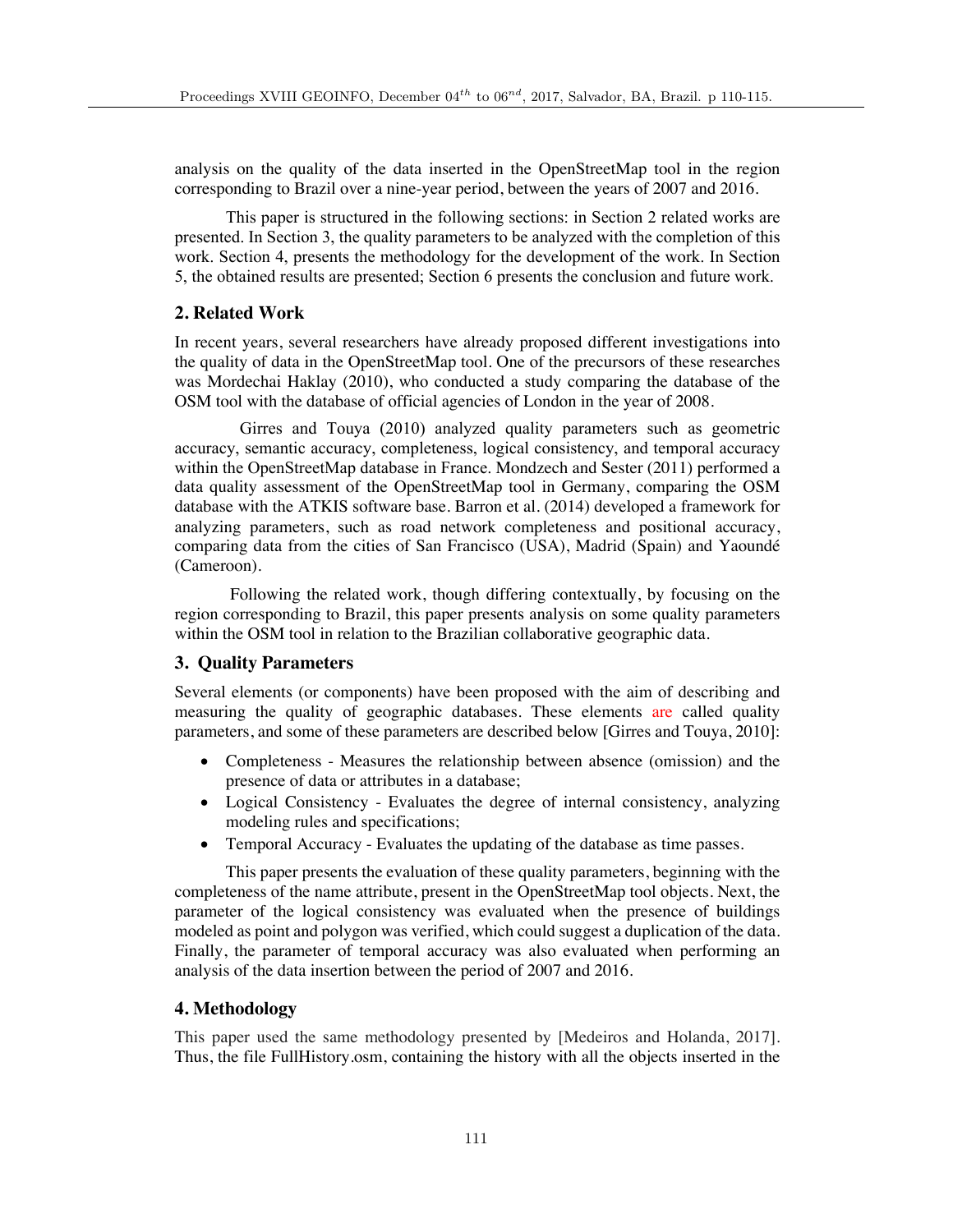analysis on the quality of the data inserted in the OpenStreetMap tool in the region corresponding to Brazil over a nine-year period, between the years of 2007 and 2016.

This paper is structured in the following sections: in Section 2 related works are presented. In Section 3, the quality parameters to be analyzed with the completion of this work. Section 4, presents the methodology for the development of the work. In Section 5, the obtained results are presented; Section 6 presents the conclusion and future work.

## 2. Related Work

In recent years, several researchers have already proposed different investigations into the quality of data in the OpenStreetMap tool. One of the precursors of these researches was Mordechai Haklay (2010), who conducted a study comparing the database of the OSM tool with the database of official agencies of London in the year of 2008.

Girres and Touya (2010) analyzed quality parameters such as geometric accuracy, semantic accuracy, completeness, logical consistency, and temporal accuracy within the OpenStreetMap database in France. Mondzech and Sester (2011) performed a data quality assessment of the OpenStreetMap tool in Germany, comparing the OSM database with the ATKIS software base. Barron et al. (2014) developed a framework for analyzing parameters, such as road network completeness and positional accuracy, comparing data from the cities of San Francisco (USA), Madrid (Spain) and Yaoundé (Cameroon).

Following the related work, though differing contextually, by focusing on the region corresponding to Brazil, this paper presents analysis on some quality parameters within the OSM tool in relation to the Brazilian collaborative geographic data.

## 3. Quality Parameters

Several elements (or components) have been proposed with the aim of describing and measuring the quality of geographic databases. These elements are called quality parameters, and some of these parameters are described below [Girres and Touya, 2010]:

- Completeness - Measures the relationship between absence (omission) and the presence of data or attributes in a database;
- Logical Consistency - Evaluates the degree of internal consistency, analyzing modeling rules and specifications;
- Temporal Accuracy - Evaluates the updating of the database as time passes.

This paper presents the evaluation of these quality parameters, beginning with the completeness of the name attribute, present in the OpenStreetMap tool objects. Next, the parameter of the logical consistency was evaluated when the presence of buildings modeled as point and polygon was verified, which could suggest a duplication of the data. Finally, the parameter of temporal accuracy was also evaluated when performing an analysis of the data insertion between the period of 2007 and 2016.

## 4. Methodology

This paper used the same methodology presented by [Medeiros and Holanda, 2017]. Thus, the file FullHistory.osm, containing the history with all the objects inserted in the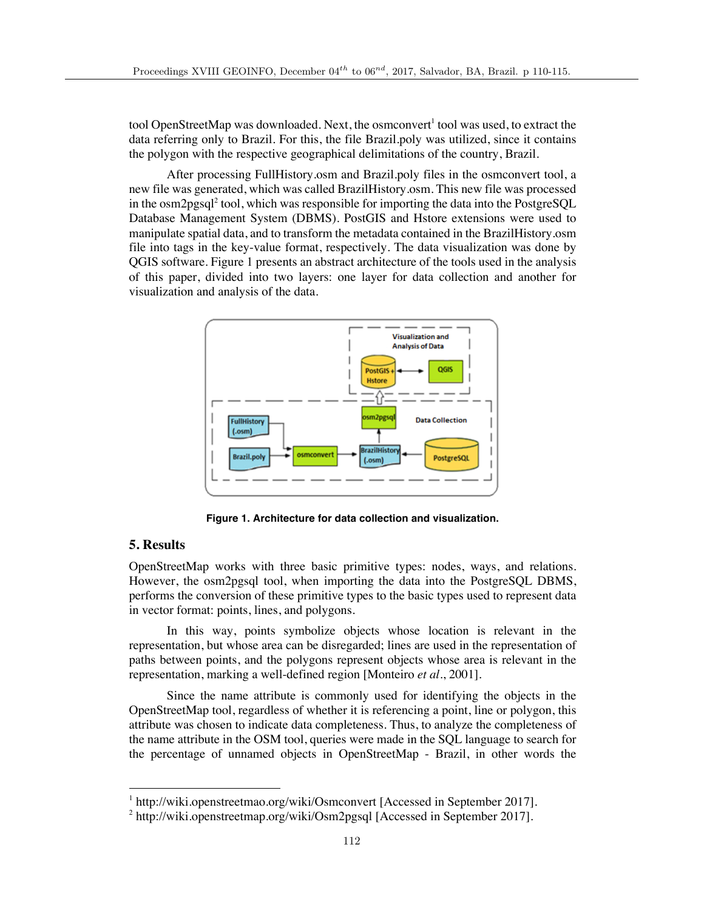tool OpenStreetMap was downloaded. Next, the osmconvert[1] tool was used, to extract the data referring only to Brazil. For this, the file Brazil.poly was utilized, since it contains the polygon with the respective geographical delimitations of the country, Brazil.

After processing FullHistory.osm and Brazil.poly files in the osmconvert tool, a new file was generated, which was called BrazilHistory.osm. This new file was processed in the osm2pgsql[2] tool, which was responsible for importing the data into the PostgreSQL Database Management System (DBMS). PostGIS and Hstore extensions were used to manipulate spatial data, and to transform the metadata contained in the BrazilHistory.osm file into tags in the key-value format, respectively. The data visualization was done by QGIS software. Figure 1 presents an abstract architecture of the tools used in the analysis of this paper, divided into two layers: one layer for data collection and another for visualization and analysis of the data.

**Figure 1. Architecture for data collection and visualization.**

## 5. Results

OpenStreetMap works with three basic primitive types: nodes, ways, and relations. However, the osm2pgsql tool, when importing the data into the PostgreSQL DBMS, performs the conversion of these primitive types to the basic types used to represent data in vector format: points, lines, and polygons.

In this way, points symbolize objects whose location is relevant in the representation, but whose area can be disregarded; lines are used in the representation of paths between points, and the polygons represent objects whose area is relevant in the representation, marking a well-defined region [Monteiro *et al*., 2001].

Since the name attribute is commonly used for identifying the objects in the OpenStreetMap tool, regardless of whether it is referencing a point, line or polygon, this attribute was chosen to indicate data completeness. Thus, to analyze the completeness of the name attribute in the OSM tool, queries were made in the SQL language to search for the percentage of unnamed objects in OpenStreetMap - Brazil, in other words the

---

[1] http://wiki.openstreetmao.org/wiki/Osmconvert [Accessed in September 2017].

[2] http://wiki.openstreetmap.org/wiki/Osm2pgsql [Accessed in September 2017].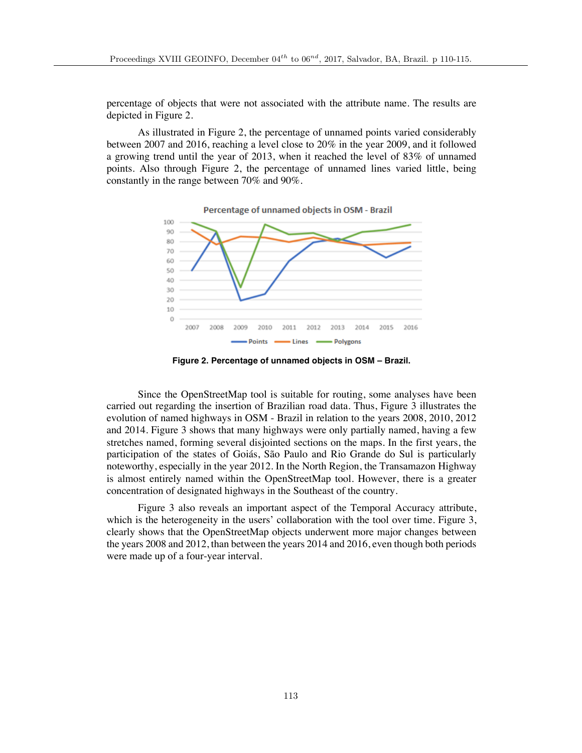percentage of objects that were not associated with the attribute name. The results are depicted in Figure 2.

As illustrated in Figure 2, the percentage of unnamed points varied considerably between 2007 and 2016, reaching a level close to 20% in the year 2009, and it followed a growing trend until the year of 2013, when it reached the level of 83% of unnamed points. Also through Figure 2, the percentage of unnamed lines varied little, being constantly in the range between 70% and 90%.

**Figure 2. Percentage of unnamed objects in OSM – Brazil.**

Since the OpenStreetMap tool is suitable for routing, some analyses have been carried out regarding the insertion of Brazilian road data. Thus, Figure 3 illustrates the evolution of named highways in OSM - Brazil in relation to the years 2008, 2010, 2012 and 2014. Figure 3 shows that many highways were only partially named, having a few stretches named, forming several disjointed sections on the maps. In the first years, the participation of the states of Goiás, São Paulo and Rio Grande do Sul is particularly noteworthy, especially in the year 2012. In the North Region, the Transamazon Highway is almost entirely named within the OpenStreetMap tool. However, there is a greater concentration of designated highways in the Southeast of the country.

Figure 3 also reveals an important aspect of the Temporal Accuracy attribute, which is the heterogeneity in the users' collaboration with the tool over time. Figure 3, clearly shows that the OpenStreetMap objects underwent more major changes between the years 2008 and 2012, than between the years 2014 and 2016, even though both periods were made up of a four-year interval.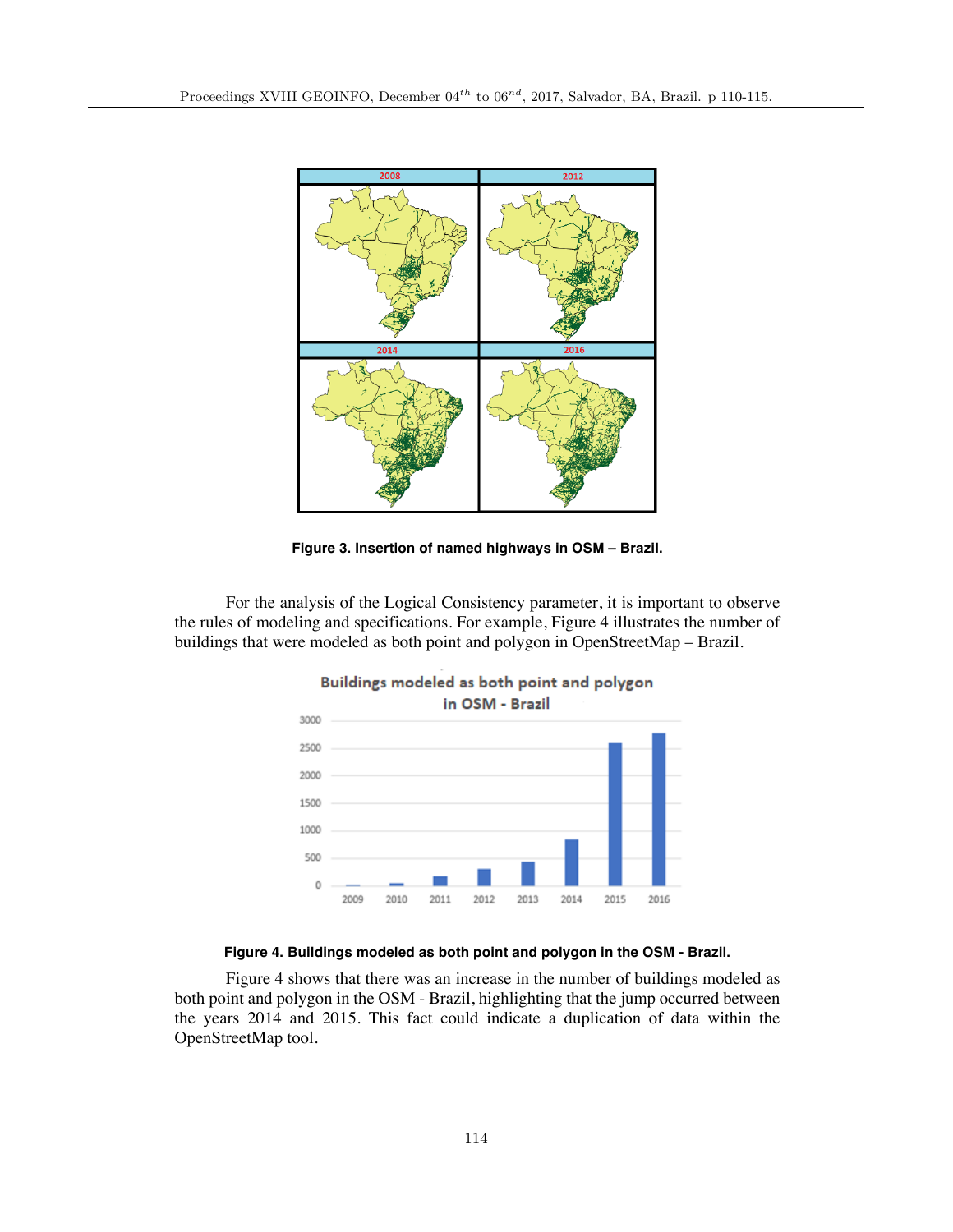Figure 3. Insertion of named highways in OSM – Brazil.

For the analysis of the Logical Consistency parameter, it is important to observe the rules of modeling and specifications. For example, Figure 4 illustrates the number of buildings that were modeled as both point and polygon in OpenStreetMap – Brazil.

Figure 4. Buildings modeled as both point and polygon in the OSM - Brazil.

Figure 4 shows that there was an increase in the number of buildings modeled as both point and polygon in the OSM - Brazil, highlighting that the jump occurred between the years 2014 and 2015. This fact could indicate a duplication of data within the OpenStreetMap tool.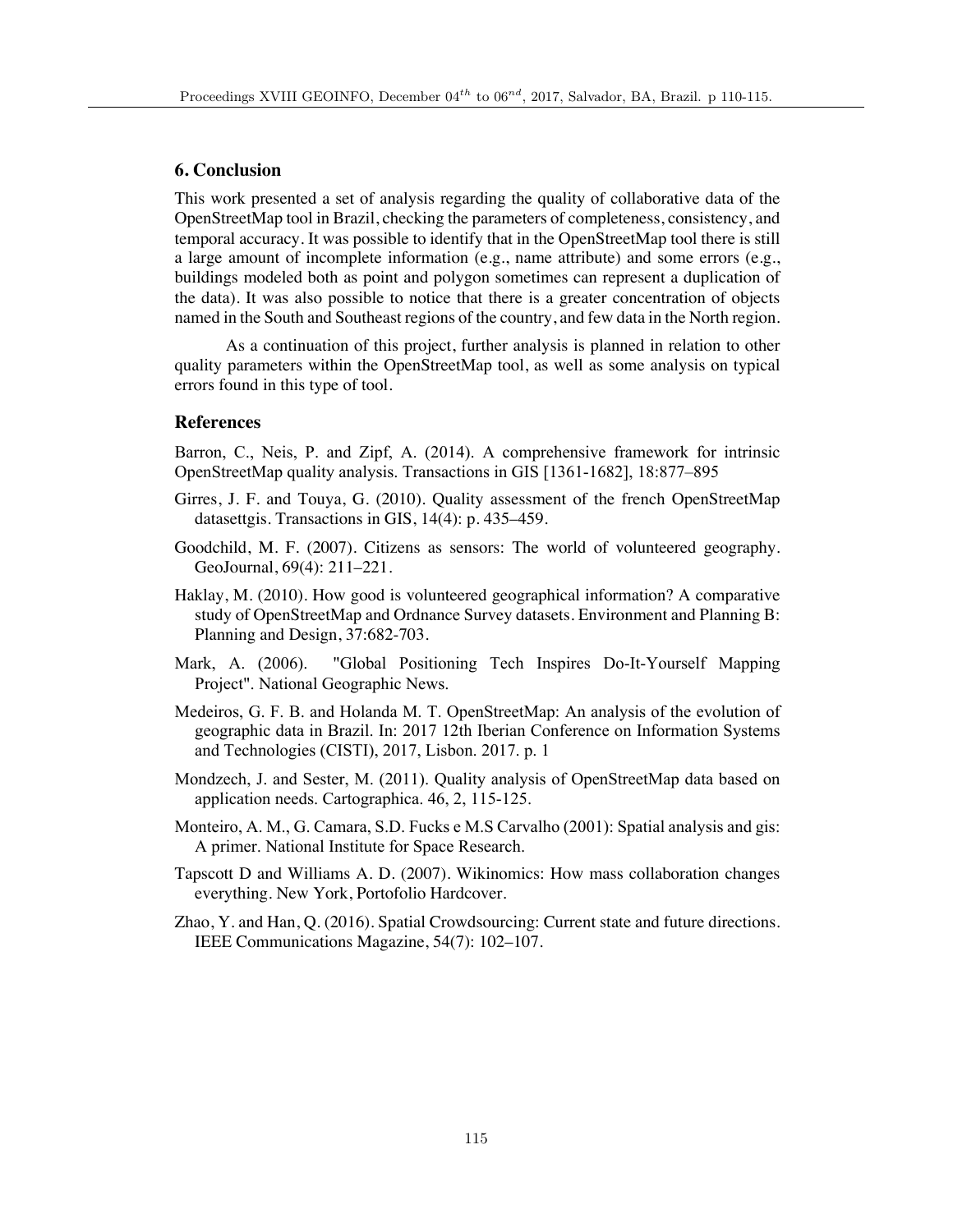## 6. Conclusion

This work presented a set of analysis regarding the quality of collaborative data of the OpenStreetMap tool in Brazil, checking the parameters of completeness, consistency, and temporal accuracy. It was possible to identify that in the OpenStreetMap tool there is still a large amount of incomplete information (e.g., name attribute) and some errors (e.g., buildings modeled both as point and polygon sometimes can represent a duplication of the data). It was also possible to notice that there is a greater concentration of objects named in the South and Southeast regions of the country, and few data in the North region.

As a continuation of this project, further analysis is planned in relation to other quality parameters within the OpenStreetMap tool, as well as some analysis on typical errors found in this type of tool.

## References

Barron, C., Neis, P. and Zipf, A. (2014). A comprehensive framework for intrinsic OpenStreetMap quality analysis. Transactions in GIS [1361-1682], 18:877–895

Girres, J. F. and Touya, G. (2010). Quality assessment of the french OpenStreetMap datasettgis. Transactions in GIS, 14(4): p. 435–459.

Goodchild, M. F. (2007). Citizens as sensors: The world of volunteered geography. GeoJournal, 69(4): 211–221.

Haklay, M. (2010). How good is volunteered geographical information? A comparative study of OpenStreetMap and Ordnance Survey datasets. Environment and Planning B: Planning and Design, 37:682-703.

Mark, A. (2006). "Global Positioning Tech Inspires Do-It-Yourself Mapping Project". National Geographic News.

Medeiros, G. F. B. and Holanda M. T. OpenStreetMap: An analysis of the evolution of geographic data in Brazil. In: 2017 12th Iberian Conference on Information Systems and Technologies (CISTI), 2017, Lisbon. 2017. p. 1

Mondzech, J. and Sester, M. (2011). Quality analysis of OpenStreetMap data based on application needs. Cartographica. 46, 2, 115-125.

Monteiro, A. M., G. Camara, S.D. Fucks e M.S Carvalho (2001): Spatial analysis and gis: A primer. National Institute for Space Research.

Tapscott D and Williams A. D. (2007). Wikinomics: How mass collaboration changes everything. New York, Portofolio Hardcover.

Zhao, Y. and Han, Q. (2016). Spatial Crowdsourcing: Current state and future directions. IEEE Communications Magazine, 54(7): 102–107.